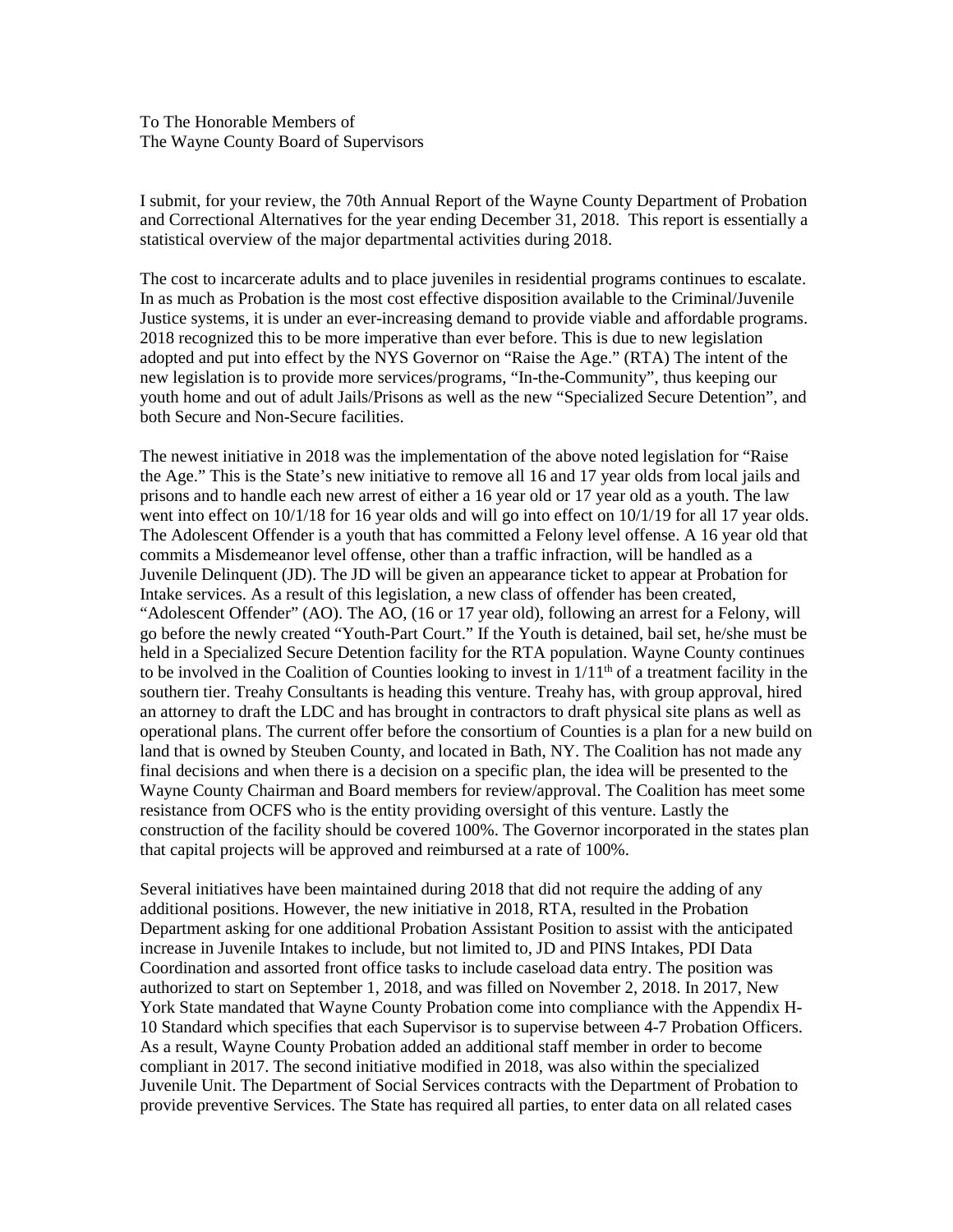To The Honorable Members of
The Wayne County Board of Supervisors

I submit, for your review, the 70th Annual Report of the Wayne County Department of Probation and Correctional Alternatives for the year ending December 31, 2018. This report is essentially a statistical overview of the major departmental activities during 2018.

The cost to incarcerate adults and to place juveniles in residential programs continues to escalate. In as much as Probation is the most cost effective disposition available to the Criminal/Juvenile Justice systems, it is under an ever-increasing demand to provide viable and affordable programs. 2018 recognized this to be more imperative than ever before. This is due to new legislation adopted and put into effect by the NYS Governor on "Raise the Age." (RTA) The intent of the new legislation is to provide more services/programs, "In-the-Community", thus keeping our youth home and out of adult Jails/Prisons as well as the new "Specialized Secure Detention", and both Secure and Non-Secure facilities.

The newest initiative in 2018 was the implementation of the above noted legislation for "Raise the Age." This is the State's new initiative to remove all 16 and 17 year olds from local jails and prisons and to handle each new arrest of either a 16 year old or 17 year old as a youth. The law went into effect on 10/1/18 for 16 year olds and will go into effect on 10/1/19 for all 17 year olds. The Adolescent Offender is a youth that has committed a Felony level offense. A 16 year old that commits a Misdemeanor level offense, other than a traffic infraction, will be handled as a Juvenile Delinquent (JD). The JD will be given an appearance ticket to appear at Probation for Intake services. As a result of this legislation, a new class of offender has been created, "Adolescent Offender" (AO). The AO, (16 or 17 year old), following an arrest for a Felony, will go before the newly created "Youth-Part Court." If the Youth is detained, bail set, he/she must be held in a Specialized Secure Detention facility for the RTA population. Wayne County continues to be involved in the Coalition of Counties looking to invest in 1/11th of a treatment facility in the southern tier. Treahy Consultants is heading this venture. Treahy has, with group approval, hired an attorney to draft the LDC and has brought in contractors to draft physical site plans as well as operational plans. The current offer before the consortium of Counties is a plan for a new build on land that is owned by Steuben County, and located in Bath, NY. The Coalition has not made any final decisions and when there is a decision on a specific plan, the idea will be presented to the Wayne County Chairman and Board members for review/approval. The Coalition has meet some resistance from OCFS who is the entity providing oversight of this venture. Lastly the construction of the facility should be covered 100%. The Governor incorporated in the states plan that capital projects will be approved and reimbursed at a rate of 100%.

Several initiatives have been maintained during 2018 that did not require the adding of any additional positions. However, the new initiative in 2018, RTA, resulted in the Probation Department asking for one additional Probation Assistant Position to assist with the anticipated increase in Juvenile Intakes to include, but not limited to, JD and PINS Intakes, PDI Data Coordination and assorted front office tasks to include caseload data entry. The position was authorized to start on September 1, 2018, and was filled on November 2, 2018. In 2017, New York State mandated that Wayne County Probation come into compliance with the Appendix H-10 Standard which specifies that each Supervisor is to supervise between 4-7 Probation Officers. As a result, Wayne County Probation added an additional staff member in order to become compliant in 2017. The second initiative modified in 2018, was also within the specialized Juvenile Unit. The Department of Social Services contracts with the Department of Probation to provide preventive Services. The State has required all parties, to enter data on all related cases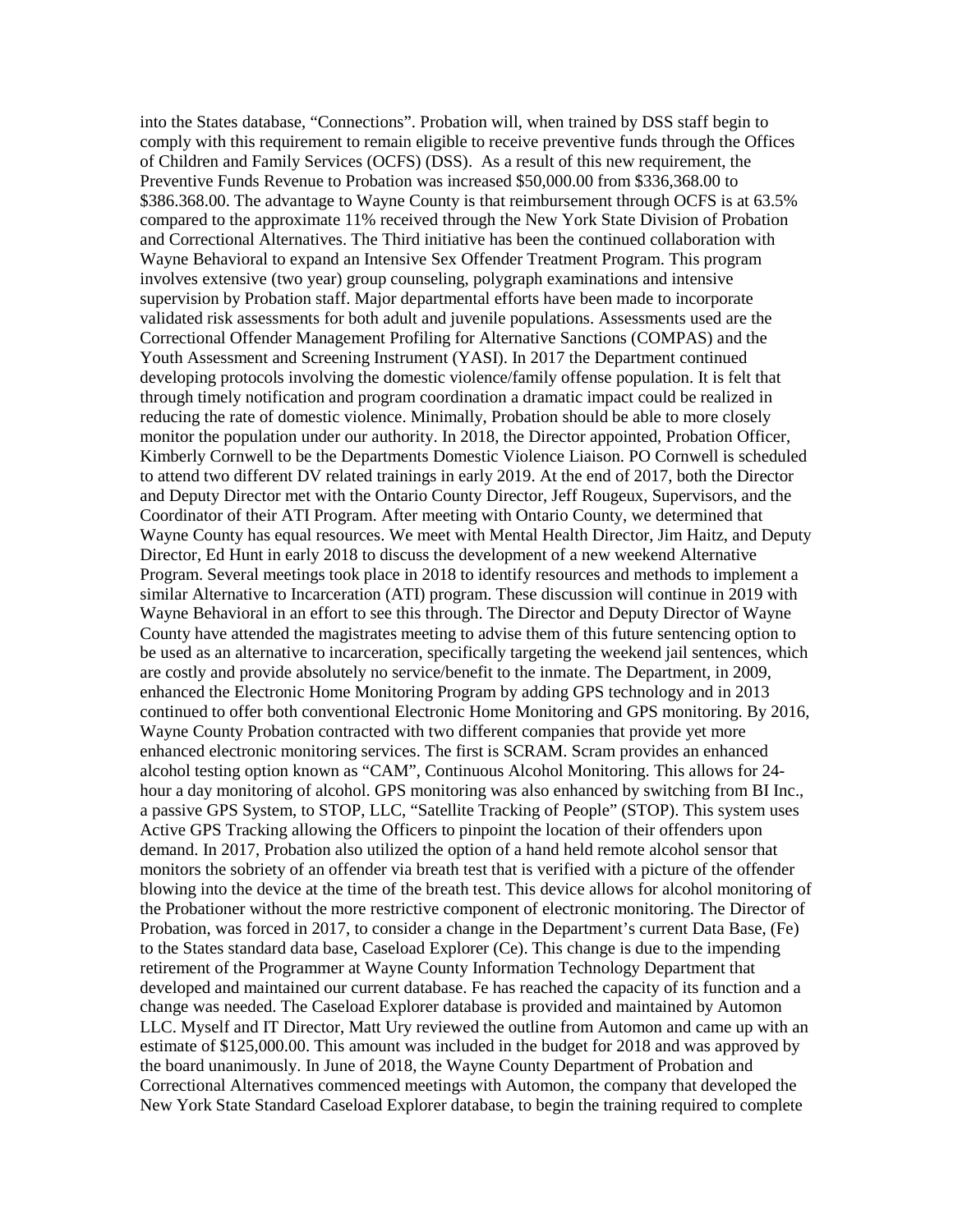into the States database, "Connections". Probation will, when trained by DSS staff begin to comply with this requirement to remain eligible to receive preventive funds through the Offices of Children and Family Services (OCFS) (DSS). As a result of this new requirement, the Preventive Funds Revenue to Probation was increased $50,000.00 from $336,368.00 to $386.368.00. The advantage to Wayne County is that reimbursement through OCFS is at 63.5% compared to the approximate 11% received through the New York State Division of Probation and Correctional Alternatives. The Third initiative has been the continued collaboration with Wayne Behavioral to expand an Intensive Sex Offender Treatment Program. This program involves extensive (two year) group counseling, polygraph examinations and intensive supervision by Probation staff. Major departmental efforts have been made to incorporate validated risk assessments for both adult and juvenile populations. Assessments used are the Correctional Offender Management Profiling for Alternative Sanctions (COMPAS) and the Youth Assessment and Screening Instrument (YASI). In 2017 the Department continued developing protocols involving the domestic violence/family offense population. It is felt that through timely notification and program coordination a dramatic impact could be realized in reducing the rate of domestic violence. Minimally, Probation should be able to more closely monitor the population under our authority. In 2018, the Director appointed, Probation Officer, Kimberly Cornwell to be the Departments Domestic Violence Liaison. PO Cornwell is scheduled to attend two different DV related trainings in early 2019. At the end of 2017, both the Director and Deputy Director met with the Ontario County Director, Jeff Rougeux, Supervisors, and the Coordinator of their ATI Program. After meeting with Ontario County, we determined that Wayne County has equal resources. We meet with Mental Health Director, Jim Haitz, and Deputy Director, Ed Hunt in early 2018 to discuss the development of a new weekend Alternative Program. Several meetings took place in 2018 to identify resources and methods to implement a similar Alternative to Incarceration (ATI) program. These discussion will continue in 2019 with Wayne Behavioral in an effort to see this through. The Director and Deputy Director of Wayne County have attended the magistrates meeting to advise them of this future sentencing option to be used as an alternative to incarceration, specifically targeting the weekend jail sentences, which are costly and provide absolutely no service/benefit to the inmate. The Department, in 2009, enhanced the Electronic Home Monitoring Program by adding GPS technology and in 2013 continued to offer both conventional Electronic Home Monitoring and GPS monitoring. By 2016, Wayne County Probation contracted with two different companies that provide yet more enhanced electronic monitoring services. The first is SCRAM. Scram provides an enhanced alcohol testing option known as "CAM", Continuous Alcohol Monitoring. This allows for 24-hour a day monitoring of alcohol. GPS monitoring was also enhanced by switching from BI Inc., a passive GPS System, to STOP, LLC, "Satellite Tracking of People" (STOP). This system uses Active GPS Tracking allowing the Officers to pinpoint the location of their offenders upon demand. In 2017, Probation also utilized the option of a hand held remote alcohol sensor that monitors the sobriety of an offender via breath test that is verified with a picture of the offender blowing into the device at the time of the breath test. This device allows for alcohol monitoring of the Probationer without the more restrictive component of electronic monitoring. The Director of Probation, was forced in 2017, to consider a change in the Department's current Data Base, (Fe) to the States standard data base, Caseload Explorer (Ce). This change is due to the impending retirement of the Programmer at Wayne County Information Technology Department that developed and maintained our current database. Fe has reached the capacity of its function and a change was needed. The Caseload Explorer database is provided and maintained by Automon LLC. Myself and IT Director, Matt Ury reviewed the outline from Automon and came up with an estimate of $125,000.00. This amount was included in the budget for 2018 and was approved by the board unanimously. In June of 2018, the Wayne County Department of Probation and Correctional Alternatives commenced meetings with Automon, the company that developed the New York State Standard Caseload Explorer database, to begin the training required to complete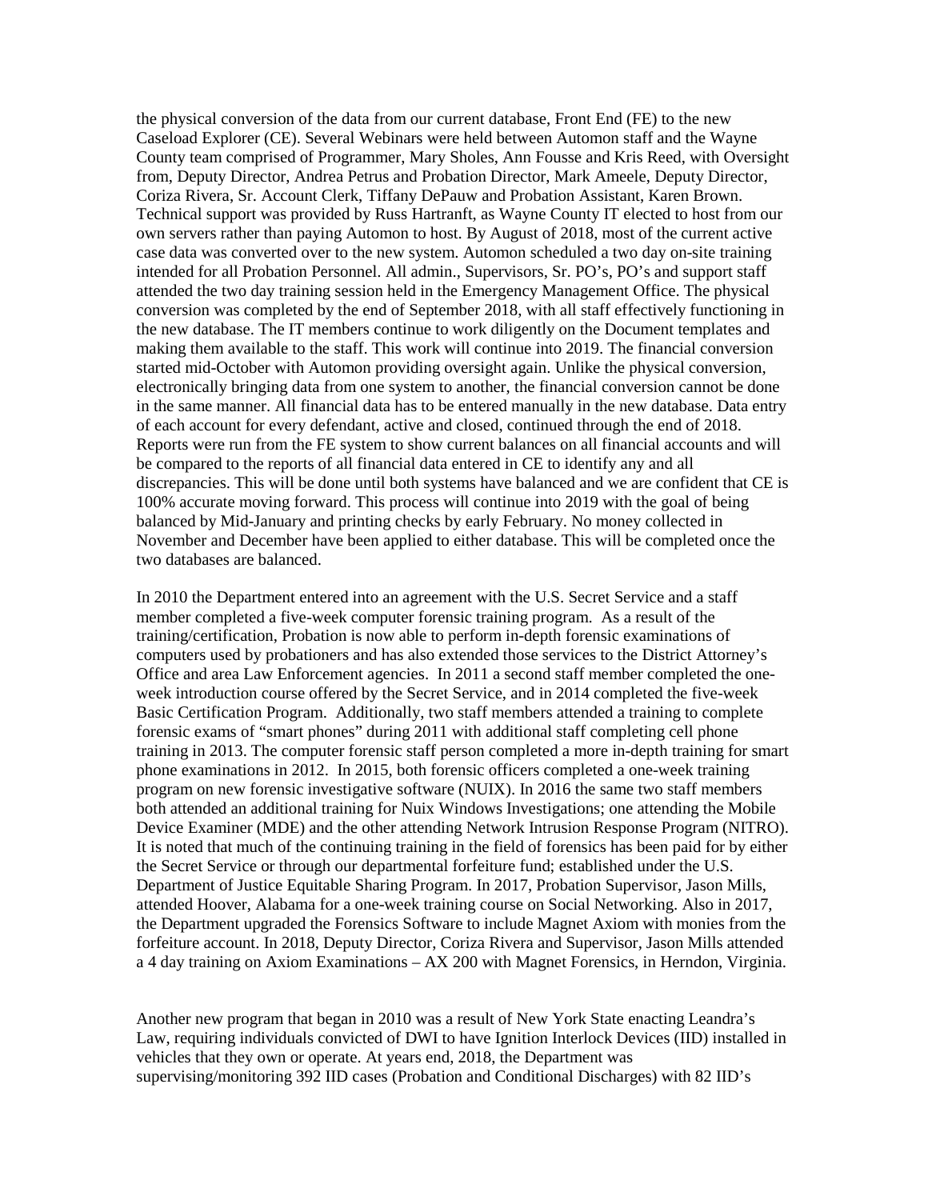the physical conversion of the data from our current database, Front End (FE) to the new Caseload Explorer (CE). Several Webinars were held between Automon staff and the Wayne County team comprised of Programmer, Mary Sholes, Ann Fousse and Kris Reed, with Oversight from, Deputy Director, Andrea Petrus and Probation Director, Mark Ameele, Deputy Director, Coriza Rivera, Sr. Account Clerk, Tiffany DePauw and Probation Assistant, Karen Brown. Technical support was provided by Russ Hartranft, as Wayne County IT elected to host from our own servers rather than paying Automon to host. By August of 2018, most of the current active case data was converted over to the new system. Automon scheduled a two day on-site training intended for all Probation Personnel. All admin., Supervisors, Sr. PO's, PO's and support staff attended the two day training session held in the Emergency Management Office. The physical conversion was completed by the end of September 2018, with all staff effectively functioning in the new database. The IT members continue to work diligently on the Document templates and making them available to the staff. This work will continue into 2019. The financial conversion started mid-October with Automon providing oversight again. Unlike the physical conversion, electronically bringing data from one system to another, the financial conversion cannot be done in the same manner. All financial data has to be entered manually in the new database. Data entry of each account for every defendant, active and closed, continued through the end of 2018. Reports were run from the FE system to show current balances on all financial accounts and will be compared to the reports of all financial data entered in CE to identify any and all discrepancies. This will be done until both systems have balanced and we are confident that CE is 100% accurate moving forward. This process will continue into 2019 with the goal of being balanced by Mid-January and printing checks by early February. No money collected in November and December have been applied to either database. This will be completed once the two databases are balanced.

In 2010 the Department entered into an agreement with the U.S. Secret Service and a staff member completed a five-week computer forensic training program. As a result of the training/certification, Probation is now able to perform in-depth forensic examinations of computers used by probationers and has also extended those services to the District Attorney's Office and area Law Enforcement agencies. In 2011 a second staff member completed the one-week introduction course offered by the Secret Service, and in 2014 completed the five-week Basic Certification Program. Additionally, two staff members attended a training to complete forensic exams of "smart phones" during 2011 with additional staff completing cell phone training in 2013. The computer forensic staff person completed a more in-depth training for smart phone examinations in 2012. In 2015, both forensic officers completed a one-week training program on new forensic investigative software (NUIX). In 2016 the same two staff members both attended an additional training for Nuix Windows Investigations; one attending the Mobile Device Examiner (MDE) and the other attending Network Intrusion Response Program (NITRO). It is noted that much of the continuing training in the field of forensics has been paid for by either the Secret Service or through our departmental forfeiture fund; established under the U.S. Department of Justice Equitable Sharing Program. In 2017, Probation Supervisor, Jason Mills, attended Hoover, Alabama for a one-week training course on Social Networking. Also in 2017, the Department upgraded the Forensics Software to include Magnet Axiom with monies from the forfeiture account. In 2018, Deputy Director, Coriza Rivera and Supervisor, Jason Mills attended a 4 day training on Axiom Examinations – AX 200 with Magnet Forensics, in Herndon, Virginia.

Another new program that began in 2010 was a result of New York State enacting Leandra's Law, requiring individuals convicted of DWI to have Ignition Interlock Devices (IID) installed in vehicles that they own or operate. At years end, 2018, the Department was supervising/monitoring 392 IID cases (Probation and Conditional Discharges) with 82 IID's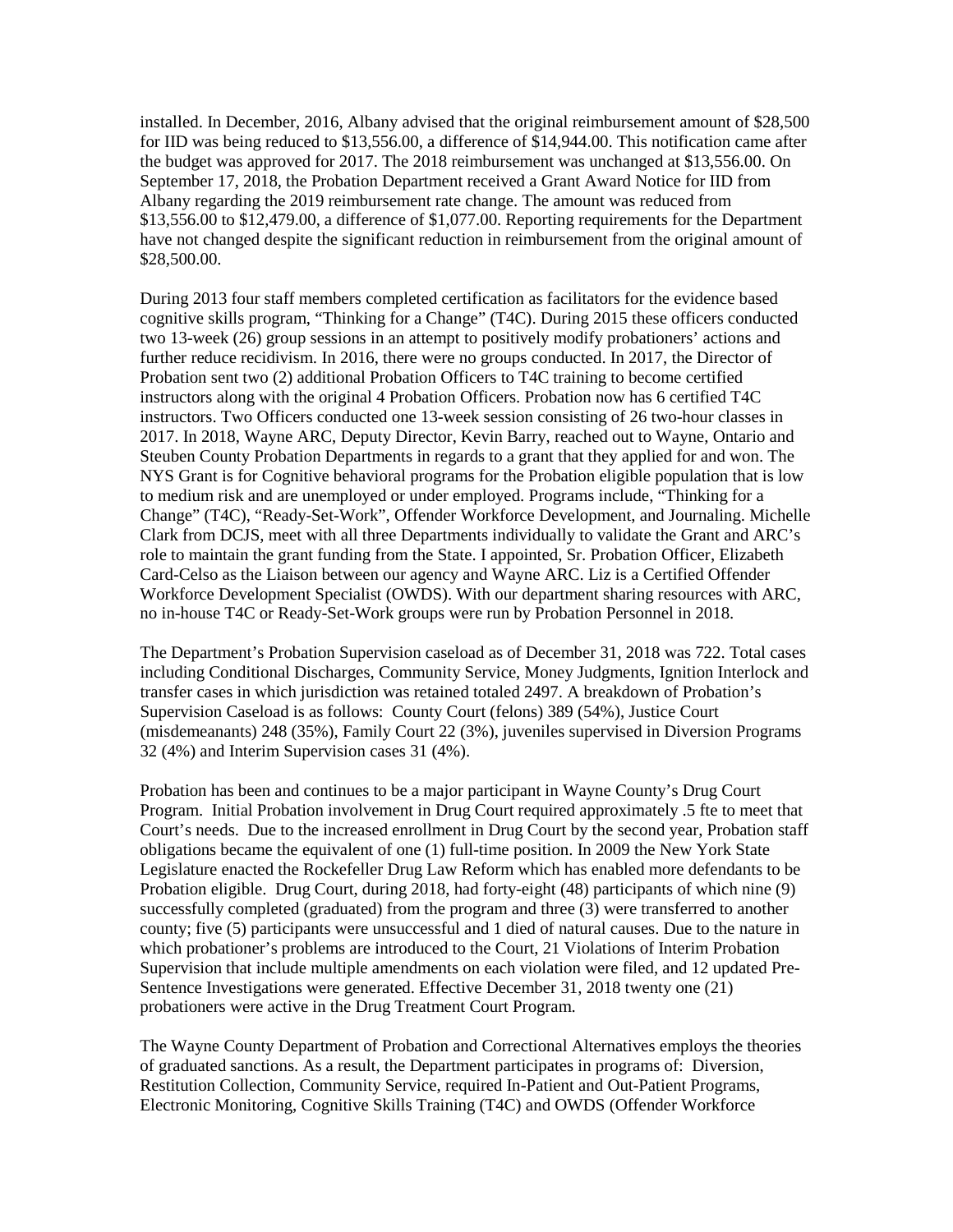installed. In December, 2016, Albany advised that the original reimbursement amount of $28,500 for IID was being reduced to $13,556.00, a difference of $14,944.00. This notification came after the budget was approved for 2017. The 2018 reimbursement was unchanged at $13,556.00. On September 17, 2018, the Probation Department received a Grant Award Notice for IID from Albany regarding the 2019 reimbursement rate change. The amount was reduced from $13,556.00 to $12,479.00, a difference of $1,077.00. Reporting requirements for the Department have not changed despite the significant reduction in reimbursement from the original amount of $28,500.00.

During 2013 four staff members completed certification as facilitators for the evidence based cognitive skills program, "Thinking for a Change" (T4C). During 2015 these officers conducted two 13-week (26) group sessions in an attempt to positively modify probationers' actions and further reduce recidivism. In 2016, there were no groups conducted. In 2017, the Director of Probation sent two (2) additional Probation Officers to T4C training to become certified instructors along with the original 4 Probation Officers. Probation now has 6 certified T4C instructors. Two Officers conducted one 13-week session consisting of 26 two-hour classes in 2017. In 2018, Wayne ARC, Deputy Director, Kevin Barry, reached out to Wayne, Ontario and Steuben County Probation Departments in regards to a grant that they applied for and won. The NYS Grant is for Cognitive behavioral programs for the Probation eligible population that is low to medium risk and are unemployed or under employed. Programs include, "Thinking for a Change" (T4C), "Ready-Set-Work", Offender Workforce Development, and Journaling. Michelle Clark from DCJS, meet with all three Departments individually to validate the Grant and ARC's role to maintain the grant funding from the State. I appointed, Sr. Probation Officer, Elizabeth Card-Celso as the Liaison between our agency and Wayne ARC. Liz is a Certified Offender Workforce Development Specialist (OWDS). With our department sharing resources with ARC, no in-house T4C or Ready-Set-Work groups were run by Probation Personnel in 2018.

The Department's Probation Supervision caseload as of December 31, 2018 was 722. Total cases including Conditional Discharges, Community Service, Money Judgments, Ignition Interlock and transfer cases in which jurisdiction was retained totaled 2497. A breakdown of Probation's Supervision Caseload is as follows: County Court (felons) 389 (54%), Justice Court (misdemeanants) 248 (35%), Family Court 22 (3%), juveniles supervised in Diversion Programs 32 (4%) and Interim Supervision cases 31 (4%).

Probation has been and continues to be a major participant in Wayne County's Drug Court Program. Initial Probation involvement in Drug Court required approximately .5 fte to meet that Court's needs. Due to the increased enrollment in Drug Court by the second year, Probation staff obligations became the equivalent of one (1) full-time position. In 2009 the New York State Legislature enacted the Rockefeller Drug Law Reform which has enabled more defendants to be Probation eligible. Drug Court, during 2018, had forty-eight (48) participants of which nine (9) successfully completed (graduated) from the program and three (3) were transferred to another county; five (5) participants were unsuccessful and 1 died of natural causes. Due to the nature in which probationer's problems are introduced to the Court, 21 Violations of Interim Probation Supervision that include multiple amendments on each violation were filed, and 12 updated Pre-Sentence Investigations were generated. Effective December 31, 2018 twenty one (21) probationers were active in the Drug Treatment Court Program.

The Wayne County Department of Probation and Correctional Alternatives employs the theories of graduated sanctions. As a result, the Department participates in programs of: Diversion, Restitution Collection, Community Service, required In-Patient and Out-Patient Programs, Electronic Monitoring, Cognitive Skills Training (T4C) and OWDS (Offender Workforce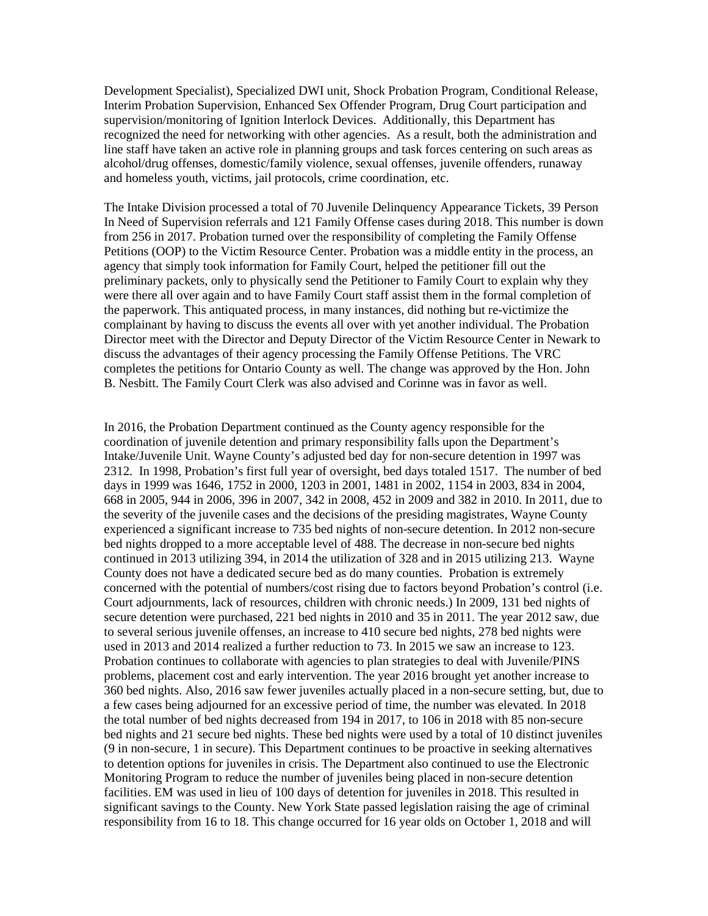Development Specialist), Specialized DWI unit, Shock Probation Program, Conditional Release, Interim Probation Supervision, Enhanced Sex Offender Program, Drug Court participation and supervision/monitoring of Ignition Interlock Devices. Additionally, this Department has recognized the need for networking with other agencies. As a result, both the administration and line staff have taken an active role in planning groups and task forces centering on such areas as alcohol/drug offenses, domestic/family violence, sexual offenses, juvenile offenders, runaway and homeless youth, victims, jail protocols, crime coordination, etc.

The Intake Division processed a total of 70 Juvenile Delinquency Appearance Tickets, 39 Person In Need of Supervision referrals and 121 Family Offense cases during 2018. This number is down from 256 in 2017. Probation turned over the responsibility of completing the Family Offense Petitions (OOP) to the Victim Resource Center. Probation was a middle entity in the process, an agency that simply took information for Family Court, helped the petitioner fill out the preliminary packets, only to physically send the Petitioner to Family Court to explain why they were there all over again and to have Family Court staff assist them in the formal completion of the paperwork. This antiquated process, in many instances, did nothing but re-victimize the complainant by having to discuss the events all over with yet another individual. The Probation Director meet with the Director and Deputy Director of the Victim Resource Center in Newark to discuss the advantages of their agency processing the Family Offense Petitions. The VRC completes the petitions for Ontario County as well. The change was approved by the Hon. John B. Nesbitt. The Family Court Clerk was also advised and Corinne was in favor as well.

In 2016, the Probation Department continued as the County agency responsible for the coordination of juvenile detention and primary responsibility falls upon the Department's Intake/Juvenile Unit. Wayne County's adjusted bed day for non-secure detention in 1997 was 2312. In 1998, Probation's first full year of oversight, bed days totaled 1517. The number of bed days in 1999 was 1646, 1752 in 2000, 1203 in 2001, 1481 in 2002, 1154 in 2003, 834 in 2004, 668 in 2005, 944 in 2006, 396 in 2007, 342 in 2008, 452 in 2009 and 382 in 2010. In 2011, due to the severity of the juvenile cases and the decisions of the presiding magistrates, Wayne County experienced a significant increase to 735 bed nights of non-secure detention. In 2012 non-secure bed nights dropped to a more acceptable level of 488. The decrease in non-secure bed nights continued in 2013 utilizing 394, in 2014 the utilization of 328 and in 2015 utilizing 213. Wayne County does not have a dedicated secure bed as do many counties. Probation is extremely concerned with the potential of numbers/cost rising due to factors beyond Probation's control (i.e. Court adjournments, lack of resources, children with chronic needs.) In 2009, 131 bed nights of secure detention were purchased, 221 bed nights in 2010 and 35 in 2011. The year 2012 saw, due to several serious juvenile offenses, an increase to 410 secure bed nights, 278 bed nights were used in 2013 and 2014 realized a further reduction to 73. In 2015 we saw an increase to 123. Probation continues to collaborate with agencies to plan strategies to deal with Juvenile/PINS problems, placement cost and early intervention. The year 2016 brought yet another increase to 360 bed nights. Also, 2016 saw fewer juveniles actually placed in a non-secure setting, but, due to a few cases being adjourned for an excessive period of time, the number was elevated. In 2018 the total number of bed nights decreased from 194 in 2017, to 106 in 2018 with 85 non-secure bed nights and 21 secure bed nights. These bed nights were used by a total of 10 distinct juveniles (9 in non-secure, 1 in secure). This Department continues to be proactive in seeking alternatives to detention options for juveniles in crisis. The Department also continued to use the Electronic Monitoring Program to reduce the number of juveniles being placed in non-secure detention facilities. EM was used in lieu of 100 days of detention for juveniles in 2018. This resulted in significant savings to the County. New York State passed legislation raising the age of criminal responsibility from 16 to 18. This change occurred for 16 year olds on October 1, 2018 and will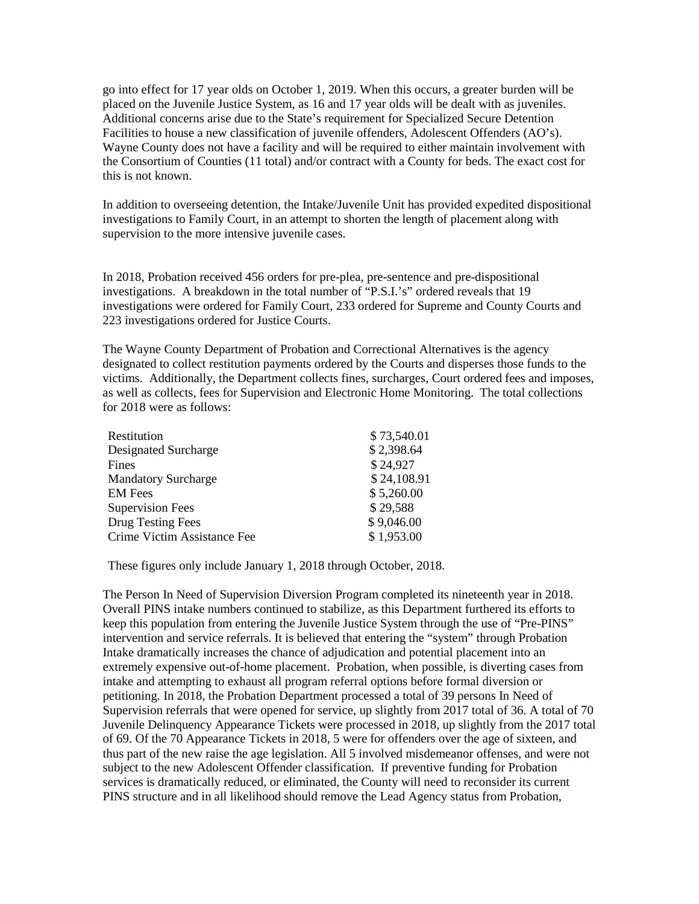go into effect for 17 year olds on October 1, 2019. When this occurs, a greater burden will be placed on the Juvenile Justice System, as 16 and 17 year olds will be dealt with as juveniles. Additional concerns arise due to the State's requirement for Specialized Secure Detention Facilities to house a new classification of juvenile offenders, Adolescent Offenders (AO's). Wayne County does not have a facility and will be required to either maintain involvement with the Consortium of Counties (11 total) and/or contract with a County for beds. The exact cost for this is not known.

In addition to overseeing detention, the Intake/Juvenile Unit has provided expedited dispositional investigations to Family Court, in an attempt to shorten the length of placement along with supervision to the more intensive juvenile cases.

In 2018, Probation received 456 orders for pre-plea, pre-sentence and pre-dispositional investigations. A breakdown in the total number of "P.S.I.'s" ordered reveals that 19 investigations were ordered for Family Court, 233 ordered for Supreme and County Courts and 223 investigations ordered for Justice Courts.

The Wayne County Department of Probation and Correctional Alternatives is the agency designated to collect restitution payments ordered by the Courts and disperses those funds to the victims. Additionally, the Department collects fines, surcharges, Court ordered fees and imposes, as well as collects, fees for Supervision and Electronic Home Monitoring. The total collections for 2018 were as follows:

| | |
|---|---|
| Restitution | $ 73,540.01 |
| Designated Surcharge | $ 2,398.64 |
| Fines | $ 24,927 |
| Mandatory Surcharge | $ 24,108.91 |
| EM Fees | $ 5,260.00 |
| Supervision Fees | $ 29,588 |
| Drug Testing Fees | $ 9,046.00 |
| Crime Victim Assistance Fee | $ 1,953.00 |

These figures only include January 1, 2018 through October, 2018.

The Person In Need of Supervision Diversion Program completed its nineteenth year in 2018. Overall PINS intake numbers continued to stabilize, as this Department furthered its efforts to keep this population from entering the Juvenile Justice System through the use of "Pre-PINS" intervention and service referrals. It is believed that entering the "system" through Probation Intake dramatically increases the chance of adjudication and potential placement into an extremely expensive out-of-home placement. Probation, when possible, is diverting cases from intake and attempting to exhaust all program referral options before formal diversion or petitioning. In 2018, the Probation Department processed a total of 39 persons In Need of Supervision referrals that were opened for service, up slightly from 2017 total of 36. A total of 70 Juvenile Delinquency Appearance Tickets were processed in 2018, up slightly from the 2017 total of 69. Of the 70 Appearance Tickets in 2018, 5 were for offenders over the age of sixteen, and thus part of the new raise the age legislation. All 5 involved misdemeanor offenses, and were not subject to the new Adolescent Offender classification. If preventive funding for Probation services is dramatically reduced, or eliminated, the County will need to reconsider its current PINS structure and in all likelihood should remove the Lead Agency status from Probation,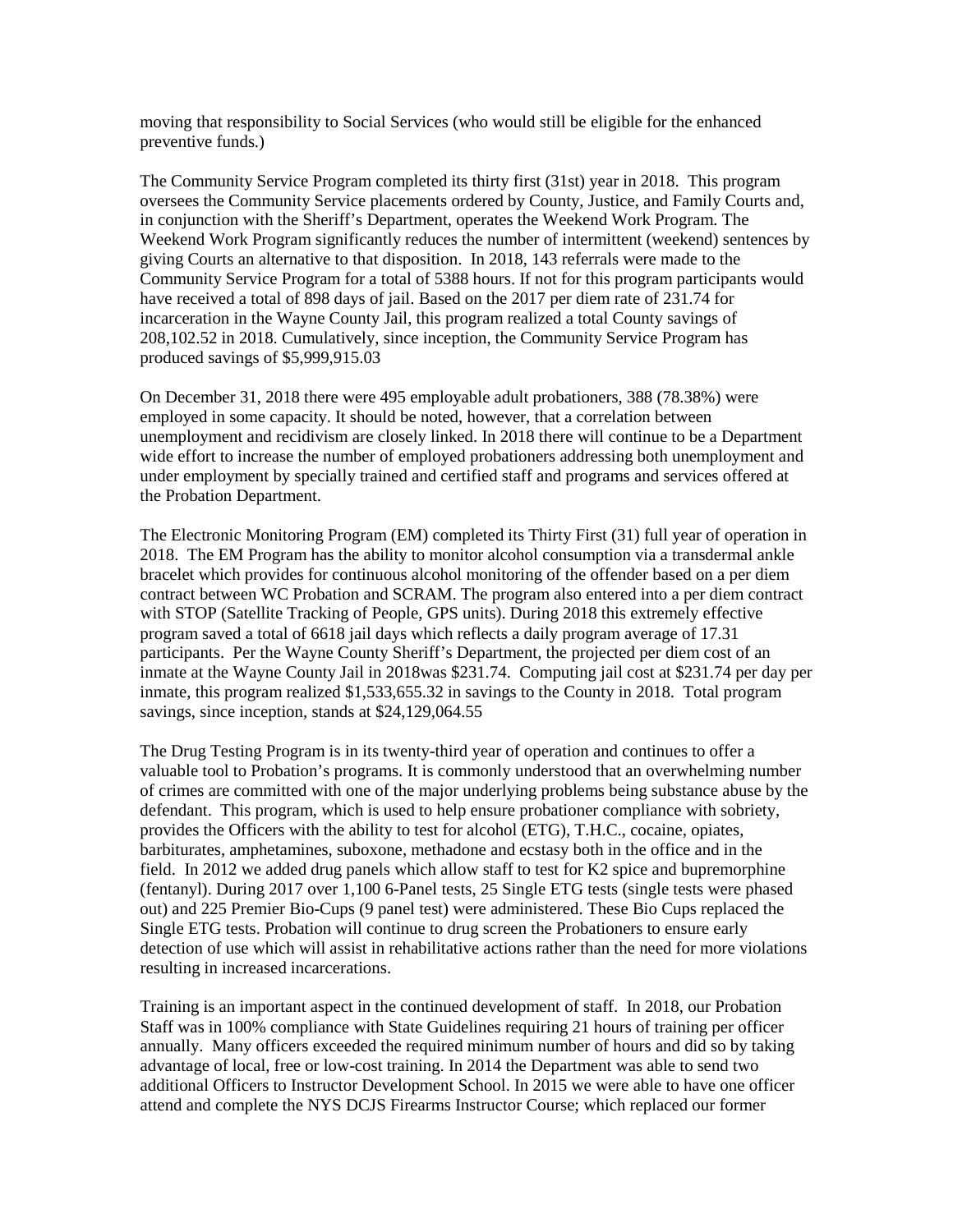moving that responsibility to Social Services (who would still be eligible for the enhanced preventive funds.)

The Community Service Program completed its thirty first (31st) year in 2018. This program oversees the Community Service placements ordered by County, Justice, and Family Courts and, in conjunction with the Sheriff's Department, operates the Weekend Work Program. The Weekend Work Program significantly reduces the number of intermittent (weekend) sentences by giving Courts an alternative to that disposition. In 2018, 143 referrals were made to the Community Service Program for a total of 5388 hours. If not for this program participants would have received a total of 898 days of jail. Based on the 2017 per diem rate of 231.74 for incarceration in the Wayne County Jail, this program realized a total County savings of 208,102.52 in 2018. Cumulatively, since inception, the Community Service Program has produced savings of $5,999,915.03

On December 31, 2018 there were 495 employable adult probationers, 388 (78.38%) were employed in some capacity. It should be noted, however, that a correlation between unemployment and recidivism are closely linked. In 2018 there will continue to be a Department wide effort to increase the number of employed probationers addressing both unemployment and under employment by specially trained and certified staff and programs and services offered at the Probation Department.

The Electronic Monitoring Program (EM) completed its Thirty First (31) full year of operation in 2018. The EM Program has the ability to monitor alcohol consumption via a transdermal ankle bracelet which provides for continuous alcohol monitoring of the offender based on a per diem contract between WC Probation and SCRAM. The program also entered into a per diem contract with STOP (Satellite Tracking of People, GPS units). During 2018 this extremely effective program saved a total of 6618 jail days which reflects a daily program average of 17.31 participants. Per the Wayne County Sheriff's Department, the projected per diem cost of an inmate at the Wayne County Jail in 2018was $231.74. Computing jail cost at $231.74 per day per inmate, this program realized $1,533,655.32 in savings to the County in 2018. Total program savings, since inception, stands at $24,129,064.55

The Drug Testing Program is in its twenty-third year of operation and continues to offer a valuable tool to Probation's programs. It is commonly understood that an overwhelming number of crimes are committed with one of the major underlying problems being substance abuse by the defendant. This program, which is used to help ensure probationer compliance with sobriety, provides the Officers with the ability to test for alcohol (ETG), T.H.C., cocaine, opiates, barbiturates, amphetamines, suboxone, methadone and ecstasy both in the office and in the field. In 2012 we added drug panels which allow staff to test for K2 spice and bupremorphine (fentanyl). During 2017 over 1,100 6-Panel tests, 25 Single ETG tests (single tests were phased out) and 225 Premier Bio-Cups (9 panel test) were administered. These Bio Cups replaced the Single ETG tests. Probation will continue to drug screen the Probationers to ensure early detection of use which will assist in rehabilitative actions rather than the need for more violations resulting in increased incarcerations.

Training is an important aspect in the continued development of staff. In 2018, our Probation Staff was in 100% compliance with State Guidelines requiring 21 hours of training per officer annually. Many officers exceeded the required minimum number of hours and did so by taking advantage of local, free or low-cost training. In 2014 the Department was able to send two additional Officers to Instructor Development School. In 2015 we were able to have one officer attend and complete the NYS DCJS Firearms Instructor Course; which replaced our former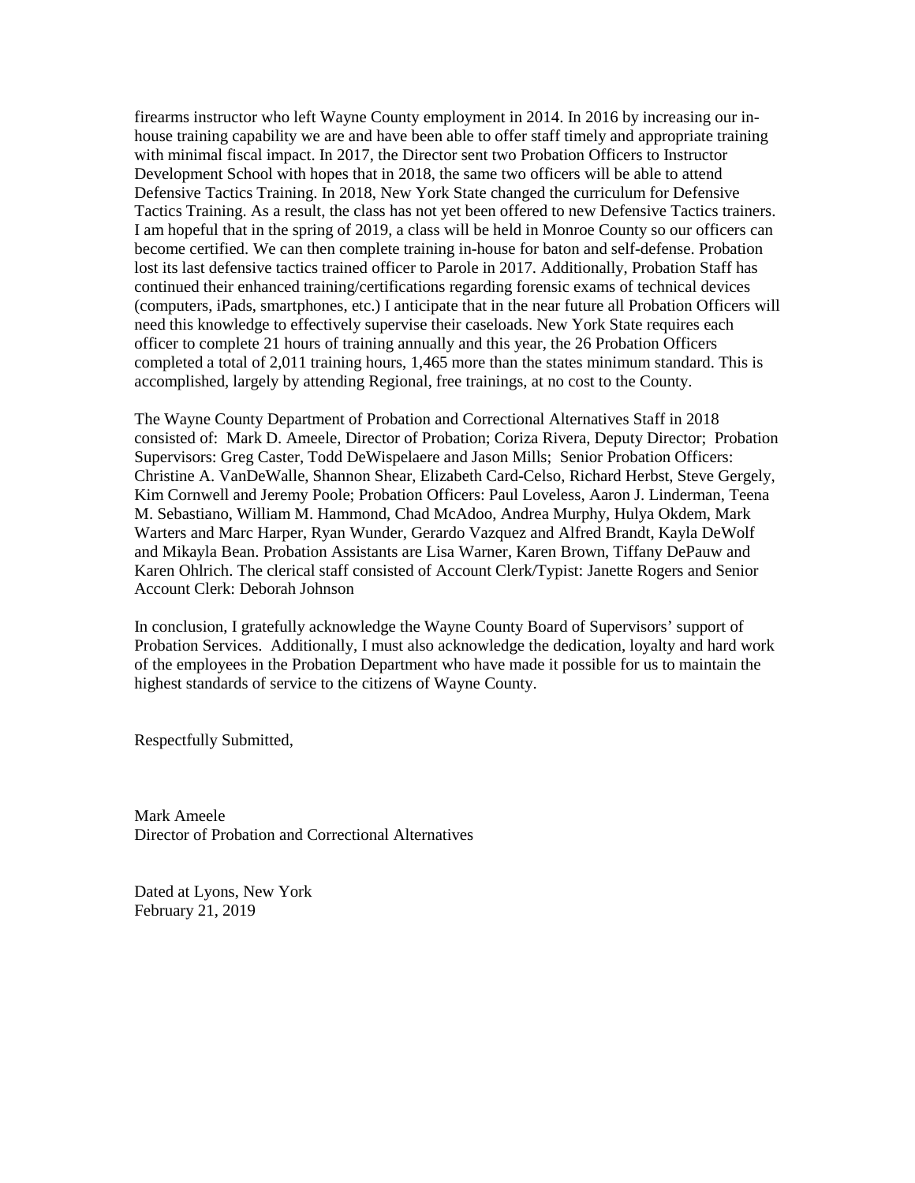firearms instructor who left Wayne County employment in 2014. In 2016 by increasing our in-house training capability we are and have been able to offer staff timely and appropriate training with minimal fiscal impact. In 2017, the Director sent two Probation Officers to Instructor Development School with hopes that in 2018, the same two officers will be able to attend Defensive Tactics Training. In 2018, New York State changed the curriculum for Defensive Tactics Training. As a result, the class has not yet been offered to new Defensive Tactics trainers. I am hopeful that in the spring of 2019, a class will be held in Monroe County so our officers can become certified. We can then complete training in-house for baton and self-defense. Probation lost its last defensive tactics trained officer to Parole in 2017. Additionally, Probation Staff has continued their enhanced training/certifications regarding forensic exams of technical devices (computers, iPads, smartphones, etc.) I anticipate that in the near future all Probation Officers will need this knowledge to effectively supervise their caseloads. New York State requires each officer to complete 21 hours of training annually and this year, the 26 Probation Officers completed a total of 2,011 training hours, 1,465 more than the states minimum standard. This is accomplished, largely by attending Regional, free trainings, at no cost to the County.

The Wayne County Department of Probation and Correctional Alternatives Staff in 2018 consisted of: Mark D. Ameele, Director of Probation; Coriza Rivera, Deputy Director; Probation Supervisors: Greg Caster, Todd DeWispelaere and Jason Mills; Senior Probation Officers: Christine A. VanDeWalle, Shannon Shear, Elizabeth Card-Celso, Richard Herbst, Steve Gergely, Kim Cornwell and Jeremy Poole; Probation Officers: Paul Loveless, Aaron J. Linderman, Teena M. Sebastiano, William M. Hammond, Chad McAdoo, Andrea Murphy, Hulya Okdem, Mark Warters and Marc Harper, Ryan Wunder, Gerardo Vazquez and Alfred Brandt, Kayla DeWolf and Mikayla Bean. Probation Assistants are Lisa Warner, Karen Brown, Tiffany DePauw and Karen Ohlrich. The clerical staff consisted of Account Clerk/Typist: Janette Rogers and Senior Account Clerk: Deborah Johnson

In conclusion, I gratefully acknowledge the Wayne County Board of Supervisors' support of Probation Services. Additionally, I must also acknowledge the dedication, loyalty and hard work of the employees in the Probation Department who have made it possible for us to maintain the highest standards of service to the citizens of Wayne County.

Respectfully Submitted,

Mark Ameele
Director of Probation and Correctional Alternatives

Dated at Lyons, New York
February 21, 2019